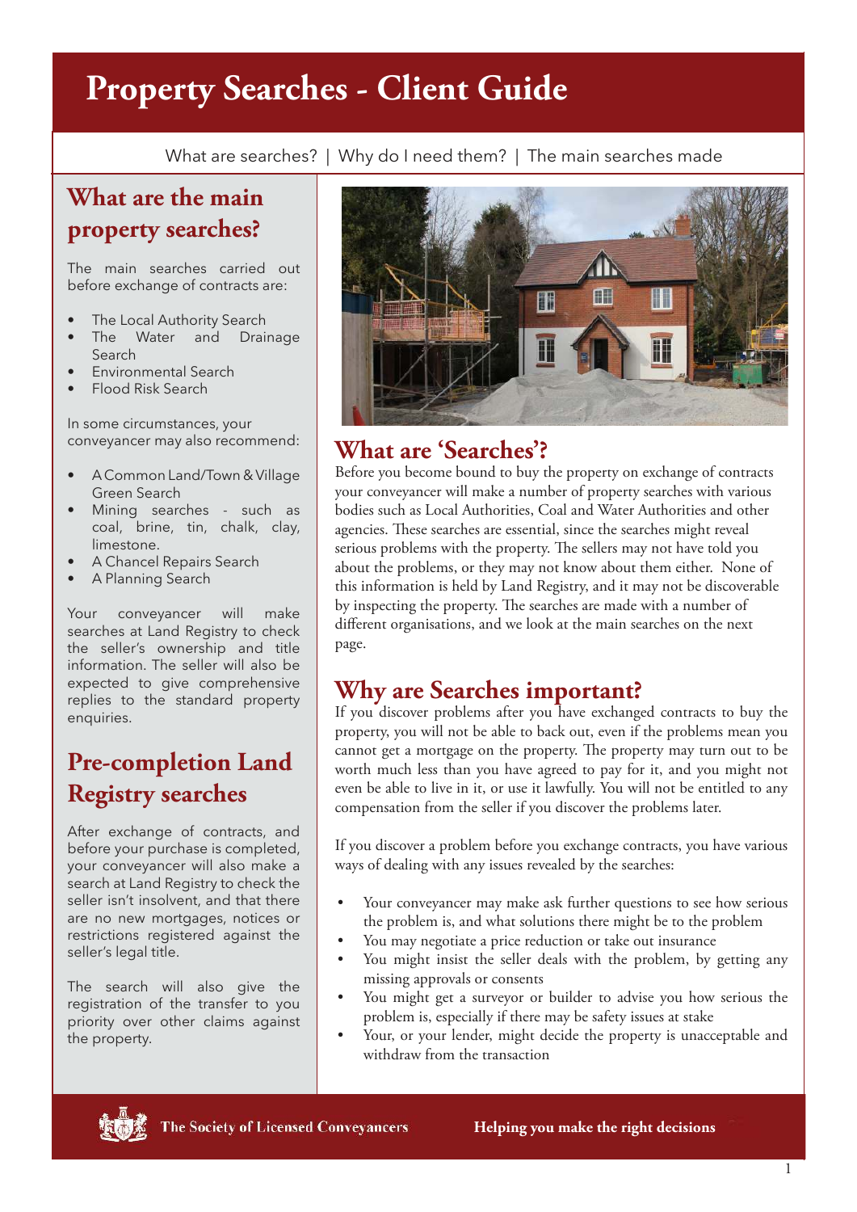# Property Searches - Client Guide

What are searches? | Why do I need them? | The main searches made

## What are the main property searches?

The main searches carried out before exchange of contracts are:

- The Local Authority Search
- The Water and Drainage Search
- Environmental Search
- Flood Risk Search

In some circumstances, your conveyancer may also recommend:

- A Common Land/Town & Village Green Search
- Mining searches - such as coal, brine, tin, chalk, clay, limestone.
- A Chancel Repairs Search
- A Planning Search

Your conveyancer will make searches at Land Registry to check the seller's ownership and title information. The seller will also be expected to give comprehensive replies to the standard property enquiries.

## Pre-completion Land Registry searches

After exchange of contracts, and before your purchase is completed, your conveyancer will also make a search at Land Registry to check the seller isn't insolvent, and that there are no new mortgages, notices or restrictions registered against the seller's legal title.

The search will also give the registration of the transfer to you priority over other claims against the property.

## What are 'Searches'?

Before you become bound to buy the property on exchange of contracts your conveyancer will make a number of property searches with various bodies such as Local Authorities, Coal and Water Authorities and other agencies. These searches are essential, since the searches might reveal serious problems with the property. The sellers may not have told you about the problems, or they may not know about them either. None of this information is held by Land Registry, and it may not be discoverable by inspecting the property. The searches are made with a number of different organisations, and we look at the main searches on the next page.

## Why are Searches important?

If you discover problems after you have exchanged contracts to buy the property, you will not be able to back out, even if the problems mean you cannot get a mortgage on the property. The property may turn out to be worth much less than you have agreed to pay for it, and you might not even be able to live in it, or use it lawfully. You will not be entitled to any compensation from the seller if you discover the problems later.

If you discover a problem before you exchange contracts, you have various ways of dealing with any issues revealed by the searches:

- Your conveyancer may make ask further questions to see how serious the problem is, and what solutions there might be to the problem
- You may negotiate a price reduction or take out insurance
- You might insist the seller deals with the problem, by getting any missing approvals or consents
- You might get a surveyor or builder to advise you how serious the problem is, especially if there may be safety issues at stake
- Your, or your lender, might decide the property is unacceptable and withdraw from the transaction

The Society of Licensed Conveyancers — Helping you make the right decisions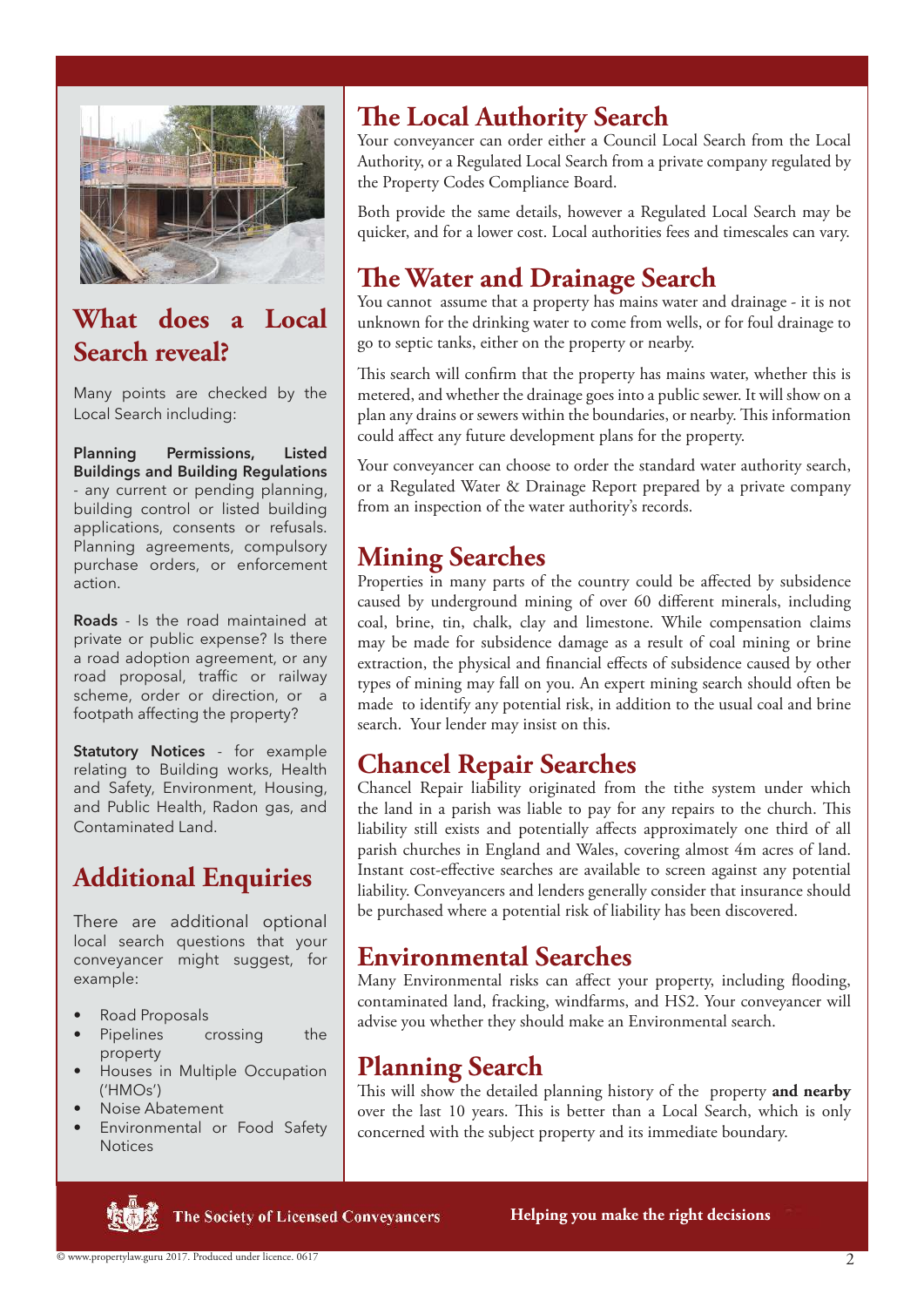## What does a Local Search reveal?

Many points are checked by the Local Search including:

**Planning Permissions, Listed Buildings and Building Regulations** - any current or pending planning, building control or listed building applications, consents or refusals. Planning agreements, compulsory purchase orders, or enforcement action.

**Roads** - Is the road maintained at private or public expense? Is there a road adoption agreement, or any road proposal, traffic or railway scheme, order or direction, or a footpath affecting the property?

**Statutory Notices** - for example relating to Building works, Health and Safety, Environment, Housing, and Public Health, Radon gas, and Contaminated Land.

## Additional Enquiries

There are additional optional local search questions that your conveyancer might suggest, for example:

- Road Proposals
- Pipelines crossing the property
- Houses in Multiple Occupation ('HMOs')
- Noise Abatement
- Environmental or Food Safety Notices

## The Local Authority Search

Your conveyancer can order either a Council Local Search from the Local Authority, or a Regulated Local Search from a private company regulated by the Property Codes Compliance Board.

Both provide the same details, however a Regulated Local Search may be quicker, and for a lower cost. Local authorities fees and timescales can vary.

## The Water and Drainage Search

You cannot assume that a property has mains water and drainage - it is not unknown for the drinking water to come from wells, or for foul drainage to go to septic tanks, either on the property or nearby.

This search will confirm that the property has mains water, whether this is metered, and whether the drainage goes into a public sewer. It will show on a plan any drains or sewers within the boundaries, or nearby. This information could affect any future development plans for the property.

Your conveyancer can choose to order the standard water authority search, or a Regulated Water & Drainage Report prepared by a private company from an inspection of the water authority's records.

## Mining Searches

Properties in many parts of the country could be affected by subsidence caused by underground mining of over 60 different minerals, including coal, brine, tin, chalk, clay and limestone. While compensation claims may be made for subsidence damage as a result of coal mining or brine extraction, the physical and financial effects of subsidence caused by other types of mining may fall on you. An expert mining search should often be made to identify any potential risk, in addition to the usual coal and brine search. Your lender may insist on this.

## Chancel Repair Searches

Chancel Repair liability originated from the tithe system under which the land in a parish was liable to pay for any repairs to the church. This liability still exists and potentially affects approximately one third of all parish churches in England and Wales, covering almost 4m acres of land. Instant cost-effective searches are available to screen against any potential liability. Conveyancers and lenders generally consider that insurance should be purchased where a potential risk of liability has been discovered.

## Environmental Searches

Many Environmental risks can affect your property, including flooding, contaminated land, fracking, windfarms, and HS2. Your conveyancer will advise you whether they should make an Environmental search.

## Planning Search

This will show the detailed planning history of the property **and nearby** over the last 10 years. This is better than a Local Search, which is only concerned with the subject property and its immediate boundary.

The Society of Licensed Conveyancers

Helping you make the right decisions

© www.propertylaw.guru 2017. Produced under licence. 0617